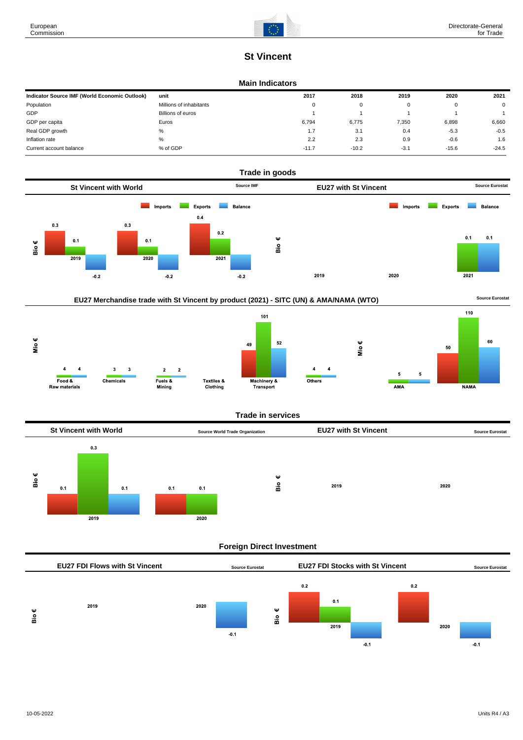# St Vincent

## Main Indicators

| Indicator Source IMF (World Economic Outlook) | unit | 2017 | 2018 | 2019 | 2020 | 2021 |
|---|---|---|---|---|---|---|
| Population | Millions of inhabitants | 0 | 0 | 0 | 0 | 0 |
| GDP | Billions of euros | 1 | 1 | 1 | 1 | 1 |
| GDP per capita | Euros | 6,794 | 6,775 | 7,350 | 6,898 | 6,660 |
| Real GDP growth | % | 1.7 | 3.1 | 0.4 | -5.3 | -0.5 |
| Inflation rate | % | 2.2 | 2.3 | 0.9 | -0.6 | 1.6 |
| Current account balance | % of GDP | -11.7 | -10.2 | -3.1 | -15.6 | -24.5 |

## Trade in goods

### St Vincent with World

Source IMF

Bio €

| | Imports | Exports | Balance |
|---|---|---|---|
| 2019 | 0.3 | 0.1 | -0.2 |
| 2020 | 0.3 | 0.1 | -0.2 |
| 2021 | 0.4 | 0.2 | -0.2 |

### EU27 with St Vincent

Source Eurostat

Bio €

| | Imports | Exports | Balance |
|---|---|---|---|
| 2019 | | | |
| 2020 | | | |
| 2021 | | 0.1 | 0.1 |

### EU27 Merchandise trade with St Vincent by product (2021) - SITC (UN) & AMA/NAMA (WTO)

Source Eurostat

Mio €

| | Imports | Exports | Balance |
|---|---|---|---|
| Food & Raw materials | | 4 | 4 |
| Chemicals | | 3 | 3 |
| Fuels & Mining | | 2 | 2 |
| Textiles & Clothing | | | |
| Machinery & Transport | 49 | 101 | 52 |
| Others | | 4 | 4 |
| AMA | | 5 | 5 |
| NAMA | 50 | 110 | 60 |

## Trade in services

### St Vincent with World

Source World Trade Organization

Bio €

| | Imports | Exports | Balance |
|---|---|---|---|
| 2019 | 0.1 | 0.3 | 0.1 |
| 2020 | 0.1 | 0.1 | |

### EU27 with St Vincent

Source Eurostat

Bio €

| | Imports | Exports | Balance |
|---|---|---|---|
| 2019 | | | |
| 2020 | | | |

## Foreign Direct Investment

### EU27 FDI Flows with St Vincent

Source Eurostat

Bio €

| | Inward | Outward | Balance |
|---|---|---|---|
| 2019 | | | |
| 2020 | | | -0.1 |

### EU27 FDI Stocks with St Vincent

Source Eurostat

Bio €

| | Inward | Outward | Balance |
|---|---|---|---|
| 2019 | 0.2 | 0.1 | -0.1 |
| 2020 | 0.2 | | -0.1 |

10-05-2022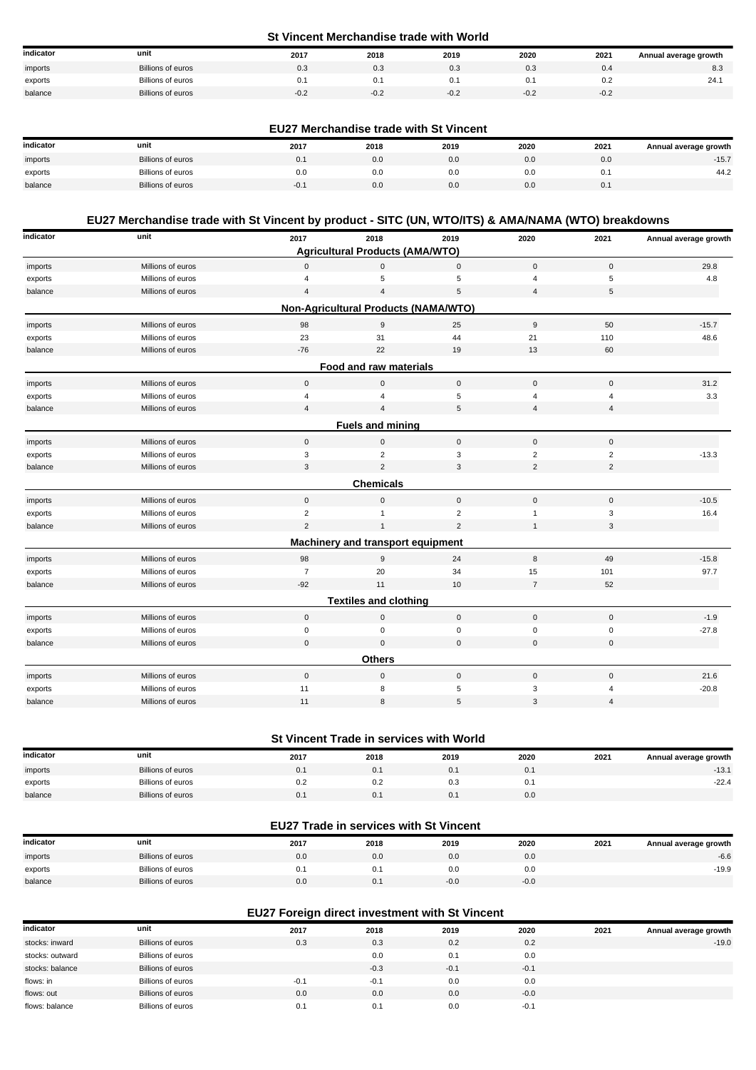### St Vincent Merchandise trade with World

| indicator | unit | 2017 | 2018 | 2019 | 2020 | 2021 | Annual average growth |
|---|---|---|---|---|---|---|---|
| imports | Billions of euros | 0.3 | 0.3 | 0.3 | 0.3 | 0.4 | 8.3 |
| exports | Billions of euros | 0.1 | 0.1 | 0.1 | 0.1 | 0.2 | 24.1 |
| balance | Billions of euros | -0.2 | -0.2 | -0.2 | -0.2 | -0.2 | |

### EU27 Merchandise trade with St Vincent

| indicator | unit | 2017 | 2018 | 2019 | 2020 | 2021 | Annual average growth |
|---|---|---|---|---|---|---|---|
| imports | Billions of euros | 0.1 | 0.0 | 0.0 | 0.0 | 0.0 | -15.7 |
| exports | Billions of euros | 0.0 | 0.0 | 0.0 | 0.0 | 0.1 | 44.2 |
| balance | Billions of euros | -0.1 | 0.0 | 0.0 | 0.0 | 0.1 | |

### EU27 Merchandise trade with St Vincent by product - SITC (UN, WTO/ITS) & AMA/NAMA (WTO) breakdowns

| indicator | unit | 2017 | 2018 | 2019 | 2020 | 2021 | Annual average growth |
|---|---|---|---|---|---|---|---|
| **Agricultural Products (AMA/WTO)** | | | | | | | |
| imports | Millions of euros | 0 | 0 | 0 | 0 | 0 | 29.8 |
| exports | Millions of euros | 4 | 5 | 5 | 4 | 5 | 4.8 |
| balance | Millions of euros | 4 | 4 | 5 | 4 | 5 | |
| **Non-Agricultural Products (NAMA/WTO)** | | | | | | | |
| imports | Millions of euros | 98 | 9 | 25 | 9 | 50 | -15.7 |
| exports | Millions of euros | 23 | 31 | 44 | 21 | 110 | 48.6 |
| balance | Millions of euros | -76 | 22 | 19 | 13 | 60 | |
| **Food and raw materials** | | | | | | | |
| imports | Millions of euros | 0 | 0 | 0 | 0 | 0 | 31.2 |
| exports | Millions of euros | 4 | 4 | 5 | 4 | 4 | 3.3 |
| balance | Millions of euros | 4 | 4 | 5 | 4 | 4 | |
| **Fuels and mining** | | | | | | | |
| imports | Millions of euros | 0 | 0 | 0 | 0 | 0 | |
| exports | Millions of euros | 3 | 2 | 3 | 2 | 2 | -13.3 |
| balance | Millions of euros | 3 | 2 | 3 | 2 | 2 | |
| **Chemicals** | | | | | | | |
| imports | Millions of euros | 0 | 0 | 0 | 0 | 0 | -10.5 |
| exports | Millions of euros | 2 | 1 | 2 | 1 | 3 | 16.4 |
| balance | Millions of euros | 2 | 1 | 2 | 1 | 3 | |
| **Machinery and transport equipment** | | | | | | | |
| imports | Millions of euros | 98 | 9 | 24 | 8 | 49 | -15.8 |
| exports | Millions of euros | 7 | 20 | 34 | 15 | 101 | 97.7 |
| balance | Millions of euros | -92 | 11 | 10 | 7 | 52 | |
| **Textiles and clothing** | | | | | | | |
| imports | Millions of euros | 0 | 0 | 0 | 0 | 0 | -1.9 |
| exports | Millions of euros | 0 | 0 | 0 | 0 | 0 | -27.8 |
| balance | Millions of euros | 0 | 0 | 0 | 0 | 0 | |
| **Others** | | | | | | | |
| imports | Millions of euros | 0 | 0 | 0 | 0 | 0 | 21.6 |
| exports | Millions of euros | 11 | 8 | 5 | 3 | 4 | -20.8 |
| balance | Millions of euros | 11 | 8 | 5 | 3 | 4 | |

### St Vincent Trade in services with World

| indicator | unit | 2017 | 2018 | 2019 | 2020 | 2021 | Annual average growth |
|---|---|---|---|---|---|---|---|
| imports | Billions of euros | 0.1 | 0.1 | 0.1 | 0.1 | | -13.1 |
| exports | Billions of euros | 0.2 | 0.2 | 0.3 | 0.1 | | -22.4 |
| balance | Billions of euros | 0.1 | 0.1 | 0.1 | 0.0 | | |

### EU27 Trade in services with St Vincent

| indicator | unit | 2017 | 2018 | 2019 | 2020 | 2021 | Annual average growth |
|---|---|---|---|---|---|---|---|
| imports | Billions of euros | 0.0 | 0.0 | 0.0 | 0.0 | | -6.6 |
| exports | Billions of euros | 0.1 | 0.1 | 0.0 | 0.0 | | -19.9 |
| balance | Billions of euros | 0.0 | 0.1 | -0.0 | -0.0 | | |

### EU27 Foreign direct investment with St Vincent

| indicator | unit | 2017 | 2018 | 2019 | 2020 | 2021 | Annual average growth |
|---|---|---|---|---|---|---|---|
| stocks: inward | Billions of euros | 0.3 | 0.3 | 0.2 | 0.2 | | -19.0 |
| stocks: outward | Billions of euros | | 0.0 | 0.1 | 0.0 | | |
| stocks: balance | Billions of euros | | -0.3 | -0.1 | -0.1 | | |
| flows: in | Billions of euros | -0.1 | -0.1 | 0.0 | 0.0 | | |
| flows: out | Billions of euros | 0.0 | 0.0 | 0.0 | -0.0 | | |
| flows: balance | Billions of euros | 0.1 | 0.1 | 0.0 | -0.1 | | |